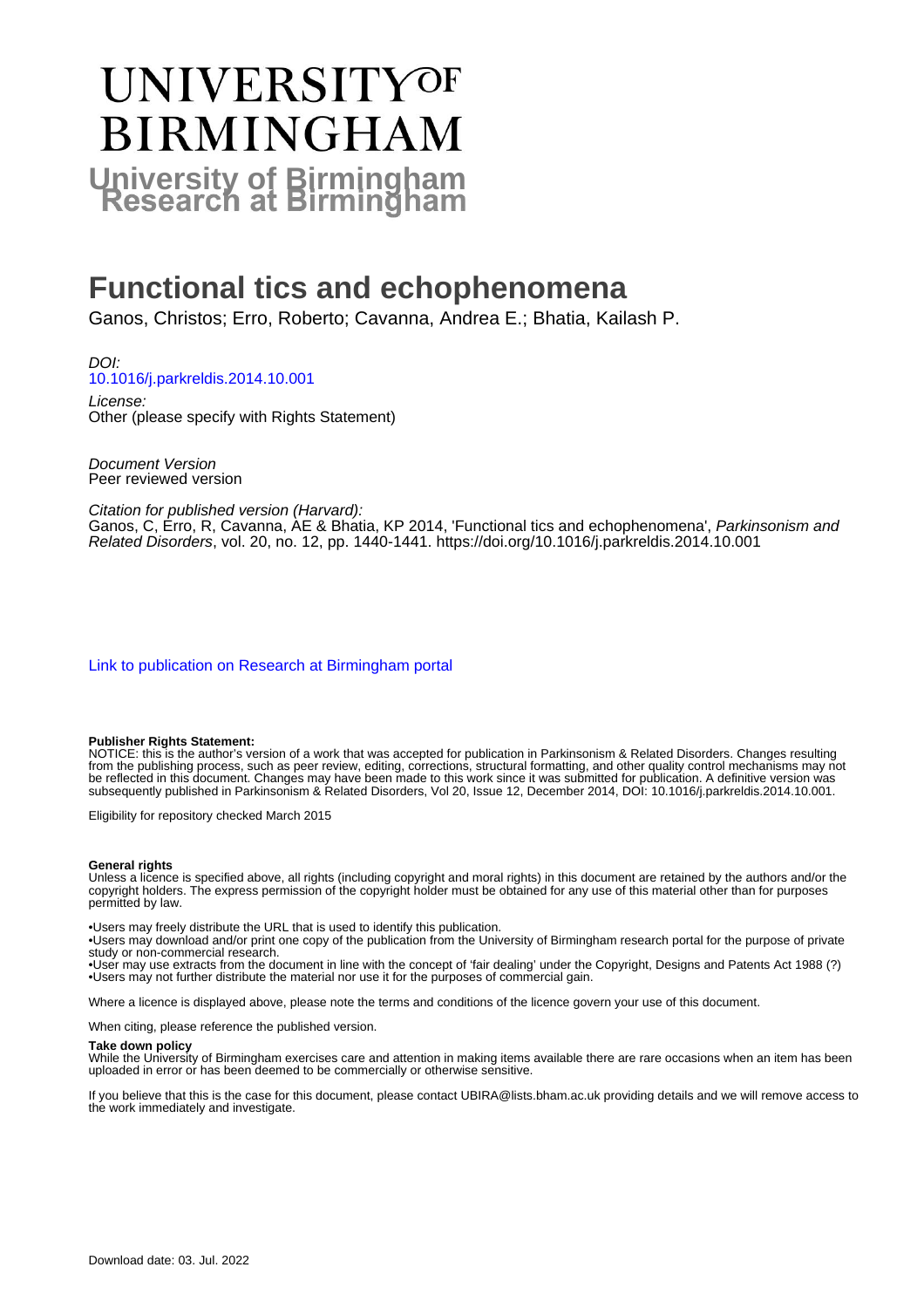# UNIVERSITY OF BIRMINGHAM

**University of Birmingham Research at Birmingham**

# Functional tics and echophenomena

Ganos, Christos; Erro, Roberto; Cavanna, Andrea E.; Bhatia, Kailash P.

*DOI:*
10.1016/j.parkreldis.2014.10.001

*License:*
Other (please specify with Rights Statement)

*Document Version*
Peer reviewed version

*Citation for published version (Harvard):*
Ganos, C, Erro, R, Cavanna, AE & Bhatia, KP 2014, 'Functional tics and echophenomena', *Parkinsonism and Related Disorders*, vol. 20, no. 12, pp. 1440-1441. https://doi.org/10.1016/j.parkreldis.2014.10.001

Link to publication on Research at Birmingham portal

**Publisher Rights Statement:**
NOTICE: this is the author's version of a work that was accepted for publication in Parkinsonism & Related Disorders. Changes resulting from the publishing process, such as peer review, editing, corrections, structural formatting, and other quality control mechanisms may not be reflected in this document. Changes may have been made to this work since it was submitted for publication. A definitive version was subsequently published in Parkinsonism & Related Disorders, Vol 20, Issue 12, December 2014, DOI: 10.1016/j.parkreldis.2014.10.001.

Eligibility for repository checked March 2015

**General rights**
Unless a licence is specified above, all rights (including copyright and moral rights) in this document are retained by the authors and/or the copyright holders. The express permission of the copyright holder must be obtained for any use of this material other than for purposes permitted by law.

•Users may freely distribute the URL that is used to identify this publication.
•Users may download and/or print one copy of the publication from the University of Birmingham research portal for the purpose of private study or non-commercial research.
•User may use extracts from the document in line with the concept of 'fair dealing' under the Copyright, Designs and Patents Act 1988 (?)
•Users may not further distribute the material nor use it for the purposes of commercial gain.

Where a licence is displayed above, please note the terms and conditions of the licence govern your use of this document.

When citing, please reference the published version.

**Take down policy**
While the University of Birmingham exercises care and attention in making items available there are rare occasions when an item has been uploaded in error or has been deemed to be commercially or otherwise sensitive.

If you believe that this is the case for this document, please contact UBIRA@lists.bham.ac.uk providing details and we will remove access to the work immediately and investigate.

Download date: 03. Jul. 2022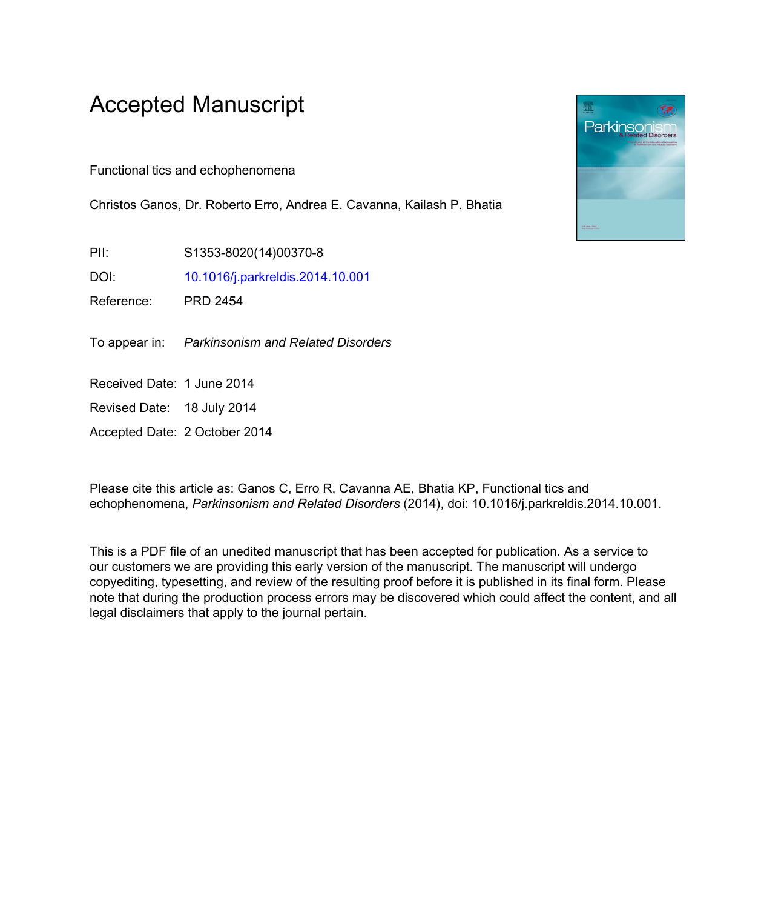# Accepted Manuscript

Functional tics and echophenomena

Christos Ganos, Dr. Roberto Erro, Andrea E. Cavanna, Kailash P. Bhatia

PII: S1353-8020(14)00370-8

DOI: [10.1016/j.parkreldis.2014.10.001](https://doi.org/10.1016/j.parkreldis.2014.10.001)

Reference: PRD 2454

To appear in: *Parkinsonism and Related Disorders*

Received Date: 1 June 2014

Revised Date: 18 July 2014

Accepted Date: 2 October 2014

Please cite this article as: Ganos C, Erro R, Cavanna AE, Bhatia KP, Functional tics and echophenomena, *Parkinsonism and Related Disorders* (2014), doi: 10.1016/j.parkreldis.2014.10.001.

This is a PDF file of an unedited manuscript that has been accepted for publication. As a service to our customers we are providing this early version of the manuscript. The manuscript will undergo copyediting, typesetting, and review of the resulting proof before it is published in its final form. Please note that during the production process errors may be discovered which could affect the content, and all legal disclaimers that apply to the journal pertain.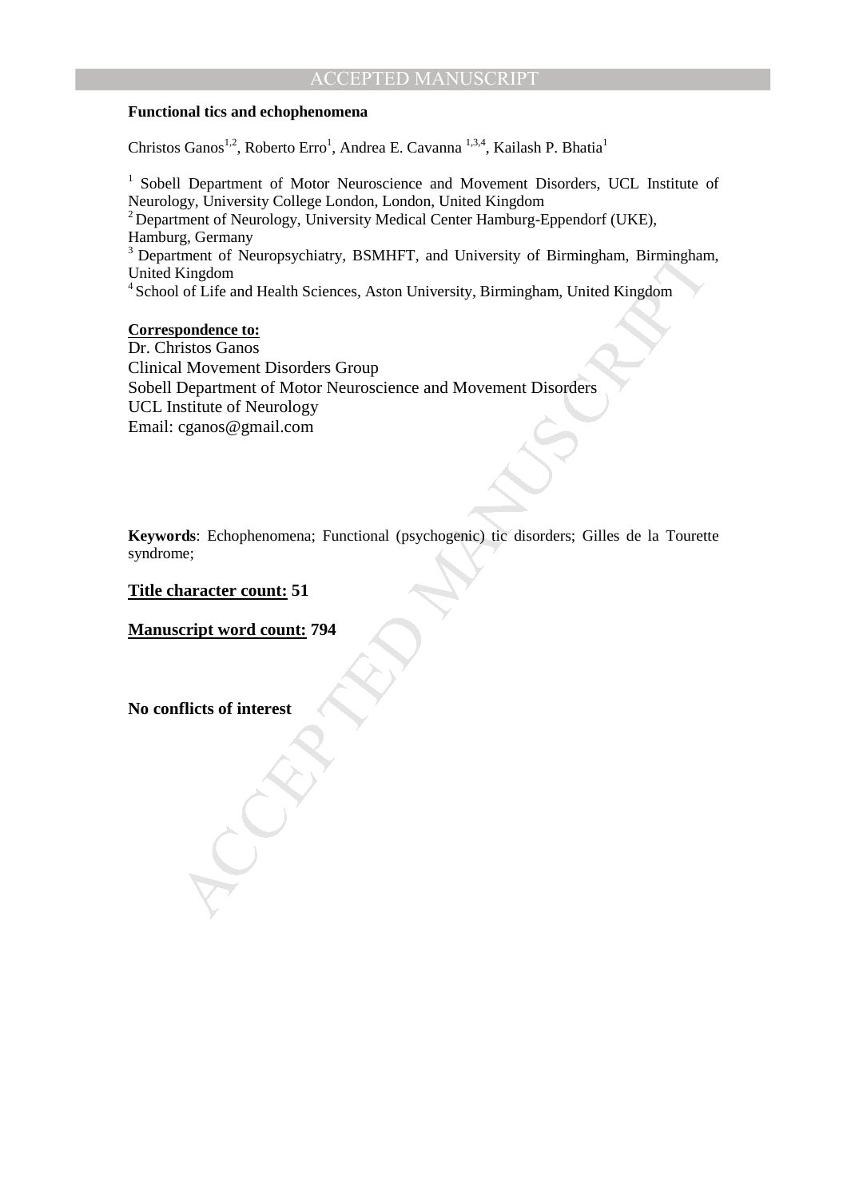**Functional tics and echophenomena**

Christos Ganos[1,2], Roberto Erro[1], Andrea E. Cavanna [1,3,4], Kailash P. Bhatia[1]

[1] Sobell Department of Motor Neuroscience and Movement Disorders, UCL Institute of Neurology, University College London, London, United Kingdom

[2] Department of Neurology, University Medical Center Hamburg-Eppendorf (UKE), Hamburg, Germany

[3] Department of Neuropsychiatry, BSMHFT, and University of Birmingham, Birmingham, United Kingdom

[4] School of Life and Health Sciences, Aston University, Birmingham, United Kingdom

**Correspondence to:**

Dr. Christos Ganos
Clinical Movement Disorders Group
Sobell Department of Motor Neuroscience and Movement Disorders
UCL Institute of Neurology
Email: cganos@gmail.com

**Keywords**: Echophenomena; Functional (psychogenic) tic disorders; Gilles de la Tourette syndrome;

**Title character count: 51**

**Manuscript word count: 794**

**No conflicts of interest**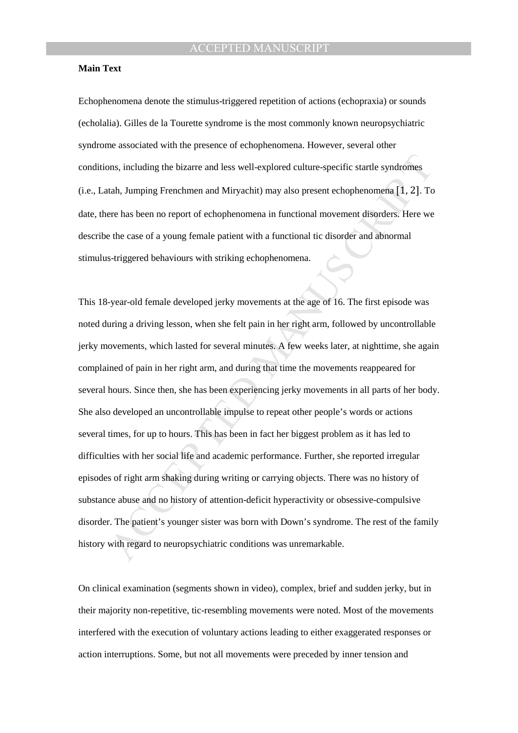**Main Text**

Echophenomena denote the stimulus-triggered repetition of actions (echopraxia) or sounds (echolalia). Gilles de la Tourette syndrome is the most commonly known neuropsychiatric syndrome associated with the presence of echophenomena. However, several other conditions, including the bizarre and less well-explored culture-specific startle syndromes (i.e., Latah, Jumping Frenchmen and Miryachit) may also present echophenomena [1, 2]. To date, there has been no report of echophenomena in functional movement disorders. Here we describe the case of a young female patient with a functional tic disorder and abnormal stimulus-triggered behaviours with striking echophenomena.

This 18-year-old female developed jerky movements at the age of 16. The first episode was noted during a driving lesson, when she felt pain in her right arm, followed by uncontrollable jerky movements, which lasted for several minutes. A few weeks later, at nighttime, she again complained of pain in her right arm, and during that time the movements reappeared for several hours. Since then, she has been experiencing jerky movements in all parts of her body. She also developed an uncontrollable impulse to repeat other people's words or actions several times, for up to hours. This has been in fact her biggest problem as it has led to difficulties with her social life and academic performance. Further, she reported irregular episodes of right arm shaking during writing or carrying objects. There was no history of substance abuse and no history of attention-deficit hyperactivity or obsessive-compulsive disorder. The patient's younger sister was born with Down's syndrome. The rest of the family history with regard to neuropsychiatric conditions was unremarkable.

On clinical examination (segments shown in video), complex, brief and sudden jerky, but in their majority non-repetitive, tic-resembling movements were noted. Most of the movements interfered with the execution of voluntary actions leading to either exaggerated responses or action interruptions. Some, but not all movements were preceded by inner tension and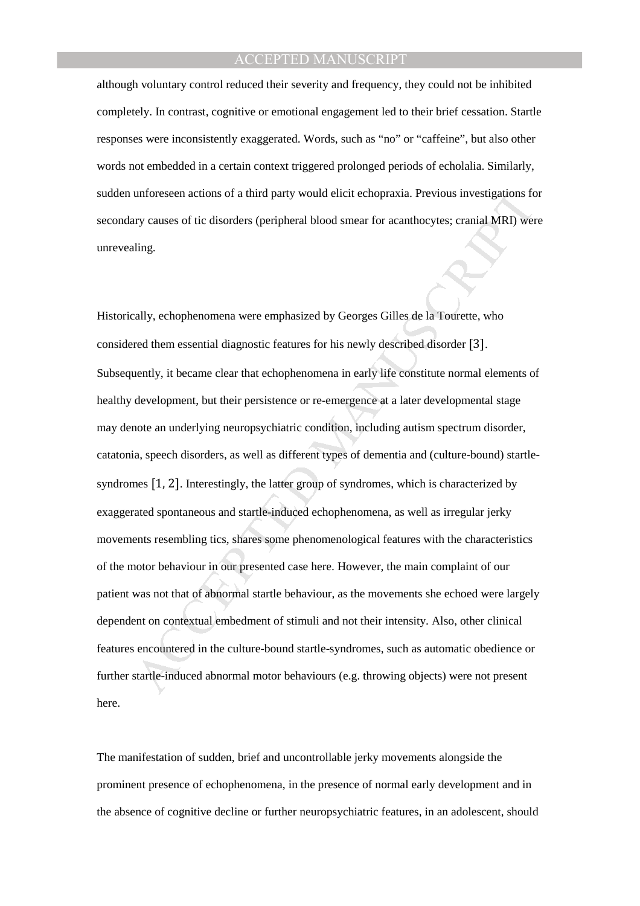although voluntary control reduced their severity and frequency, they could not be inhibited completely. In contrast, cognitive or emotional engagement led to their brief cessation. Startle responses were inconsistently exaggerated. Words, such as "no" or "caffeine", but also other words not embedded in a certain context triggered prolonged periods of echolalia. Similarly, sudden unforeseen actions of a third party would elicit echopraxia. Previous investigations for secondary causes of tic disorders (peripheral blood smear for acanthocytes; cranial MRI) were unrevealing.

Historically, echophenomena were emphasized by Georges Gilles de la Tourette, who considered them essential diagnostic features for his newly described disorder [3]. Subsequently, it became clear that echophenomena in early life constitute normal elements of healthy development, but their persistence or re-emergence at a later developmental stage may denote an underlying neuropsychiatric condition, including autism spectrum disorder, catatonia, speech disorders, as well as different types of dementia and (culture-bound) startle-syndromes [1, 2]. Interestingly, the latter group of syndromes, which is characterized by exaggerated spontaneous and startle-induced echophenomena, as well as irregular jerky movements resembling tics, shares some phenomenological features with the characteristics of the motor behaviour in our presented case here. However, the main complaint of our patient was not that of abnormal startle behaviour, as the movements she echoed were largely dependent on contextual embedment of stimuli and not their intensity. Also, other clinical features encountered in the culture-bound startle-syndromes, such as automatic obedience or further startle-induced abnormal motor behaviours (e.g. throwing objects) were not present here.

The manifestation of sudden, brief and uncontrollable jerky movements alongside the prominent presence of echophenomena, in the presence of normal early development and in the absence of cognitive decline or further neuropsychiatric features, in an adolescent, should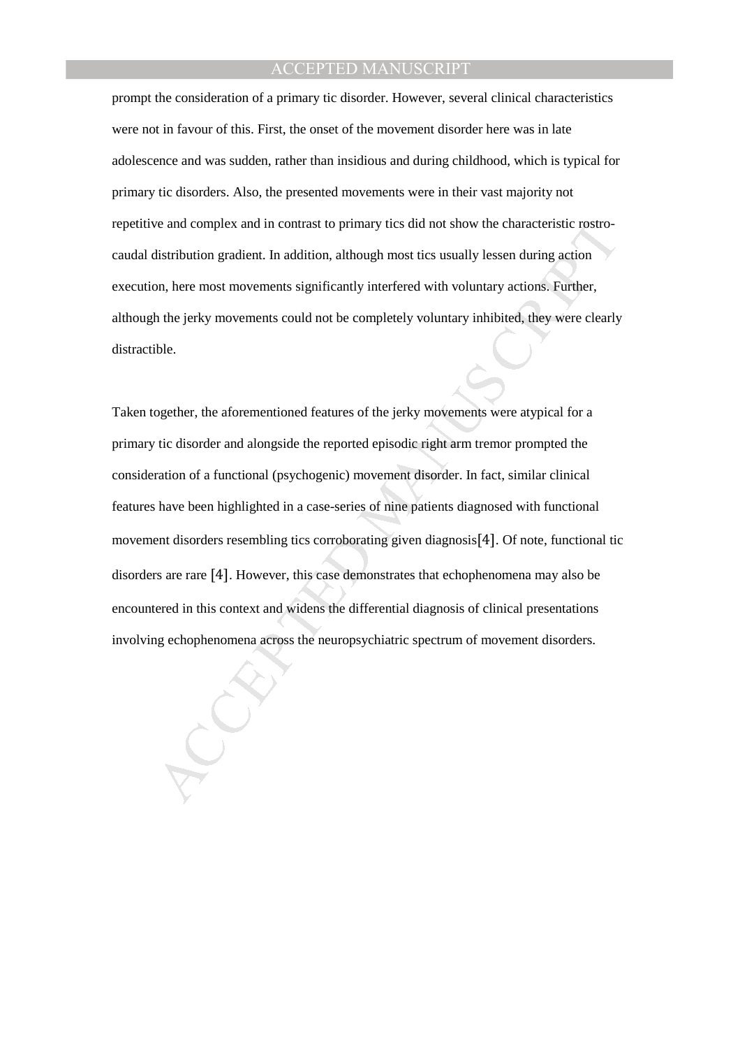prompt the consideration of a primary tic disorder. However, several clinical characteristics were not in favour of this. First, the onset of the movement disorder here was in late adolescence and was sudden, rather than insidious and during childhood, which is typical for primary tic disorders. Also, the presented movements were in their vast majority not repetitive and complex and in contrast to primary tics did not show the characteristic rostro-caudal distribution gradient. In addition, although most tics usually lessen during action execution, here most movements significantly interfered with voluntary actions. Further, although the jerky movements could not be completely voluntary inhibited, they were clearly distractible.

Taken together, the aforementioned features of the jerky movements were atypical for a primary tic disorder and alongside the reported episodic right arm tremor prompted the consideration of a functional (psychogenic) movement disorder. In fact, similar clinical features have been highlighted in a case-series of nine patients diagnosed with functional movement disorders resembling tics corroborating given diagnosis[4]. Of note, functional tic disorders are rare [4]. However, this case demonstrates that echophenomena may also be encountered in this context and widens the differential diagnosis of clinical presentations involving echophenomena across the neuropsychiatric spectrum of movement disorders.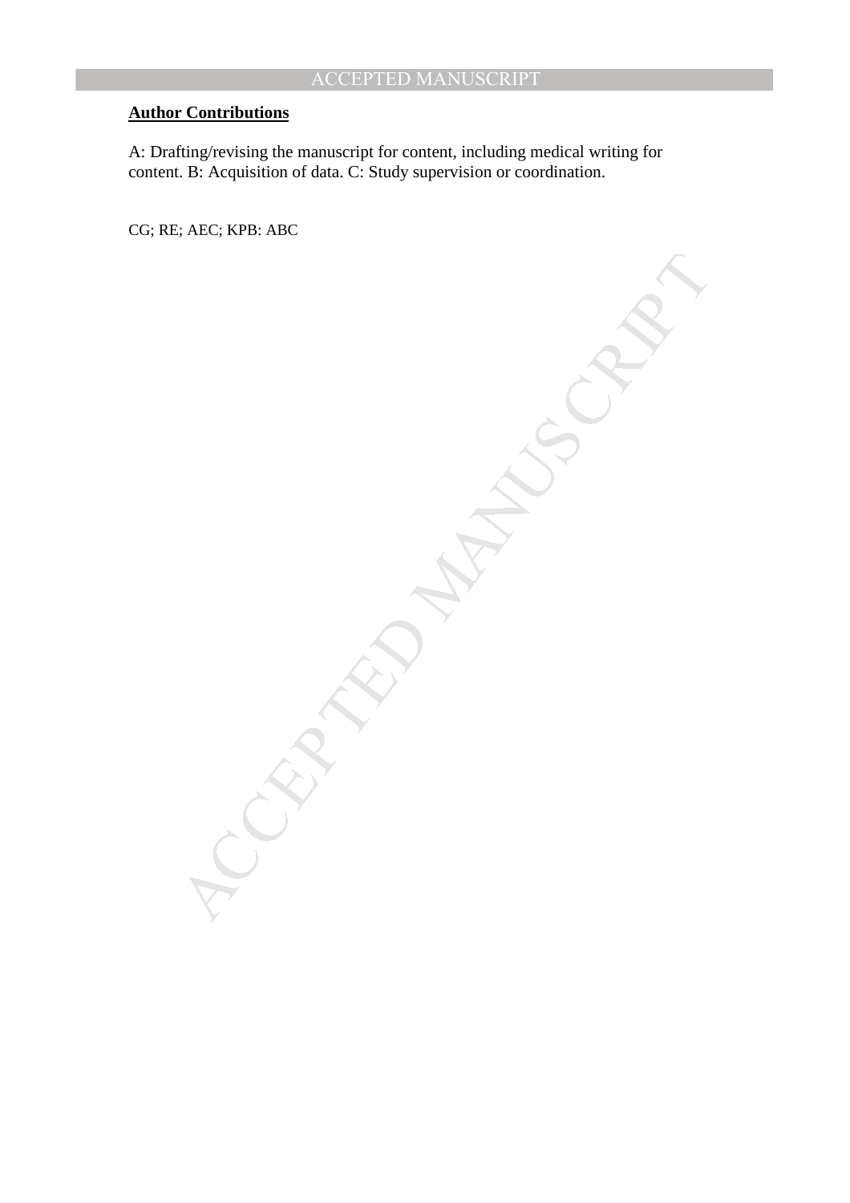**Author Contributions**

A: Drafting/revising the manuscript for content, including medical writing for content. B: Acquisition of data. C: Study supervision or coordination.

CG; RE; AEC; KPB: ABC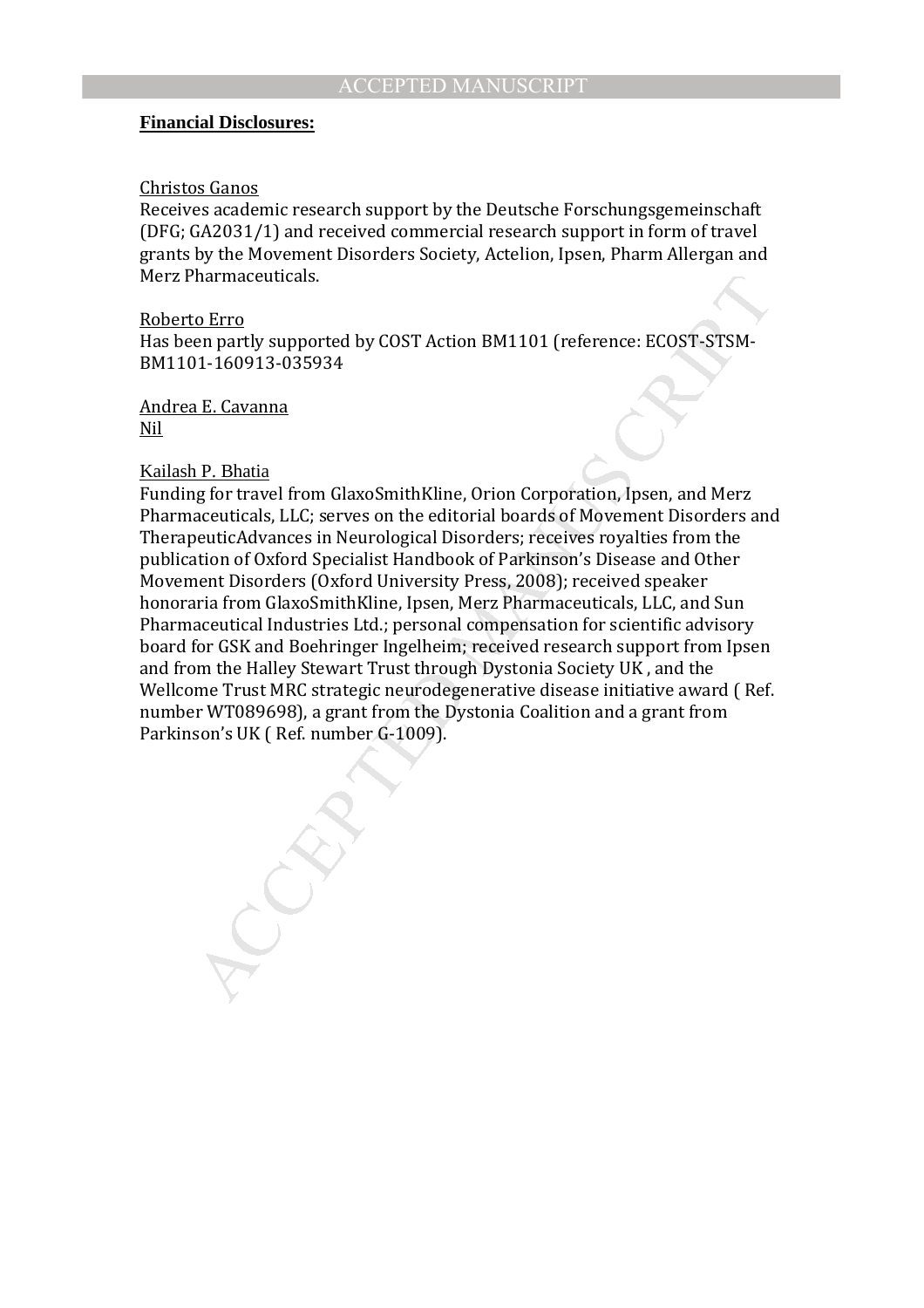**Financial Disclosures:**

Christos Ganos
Receives academic research support by the Deutsche Forschungsgemeinschaft (DFG; GA2031/1) and received commercial research support in form of travel grants by the Movement Disorders Society, Actelion, Ipsen, Pharm Allergan and Merz Pharmaceuticals.

Roberto Erro
Has been partly supported by COST Action BM1101 (reference: ECOST-STSM-BM1101-160913-035934

Andrea E. Cavanna
Nil

Kailash P. Bhatia
Funding for travel from GlaxoSmithKline, Orion Corporation, Ipsen, and Merz Pharmaceuticals, LLC; serves on the editorial boards of Movement Disorders and TherapeuticAdvances in Neurological Disorders; receives royalties from the publication of Oxford Specialist Handbook of Parkinson's Disease and Other Movement Disorders (Oxford University Press, 2008); received speaker honoraria from GlaxoSmithKline, Ipsen, Merz Pharmaceuticals, LLC, and Sun Pharmaceutical Industries Ltd.; personal compensation for scientific advisory board for GSK and Boehringer Ingelheim; received research support from Ipsen and from the Halley Stewart Trust through Dystonia Society UK , and the Wellcome Trust MRC strategic neurodegenerative disease initiative award ( Ref. number WT089698), a grant from the Dystonia Coalition and a grant from Parkinson's UK ( Ref. number G-1009).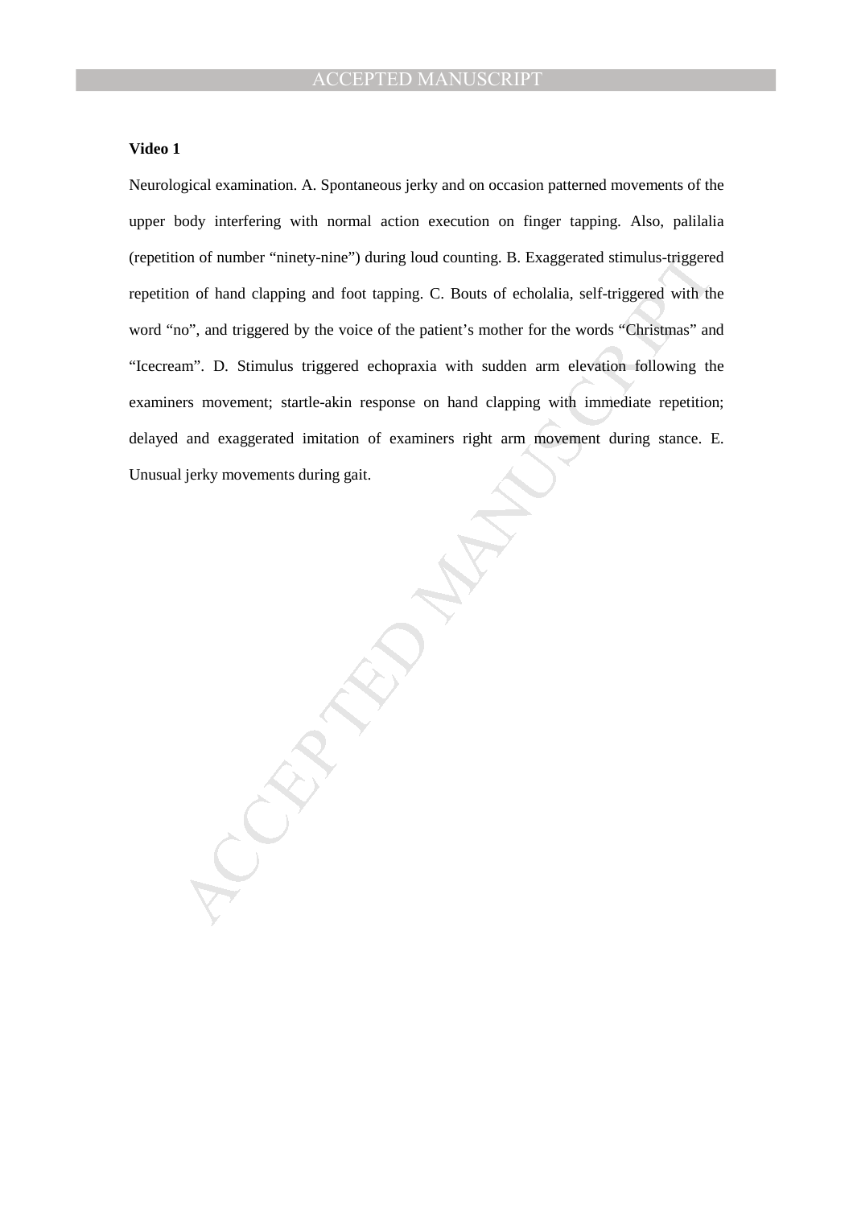**Video 1**

Neurological examination. A. Spontaneous jerky and on occasion patterned movements of the upper body interfering with normal action execution on finger tapping. Also, palilalia (repetition of number "ninety-nine") during loud counting. B. Exaggerated stimulus-triggered repetition of hand clapping and foot tapping. C. Bouts of echolalia, self-triggered with the word "no", and triggered by the voice of the patient's mother for the words "Christmas" and "Icecream". D. Stimulus triggered echopraxia with sudden arm elevation following the examiners movement; startle-akin response on hand clapping with immediate repetition; delayed and exaggerated imitation of examiners right arm movement during stance. E. Unusual jerky movements during gait.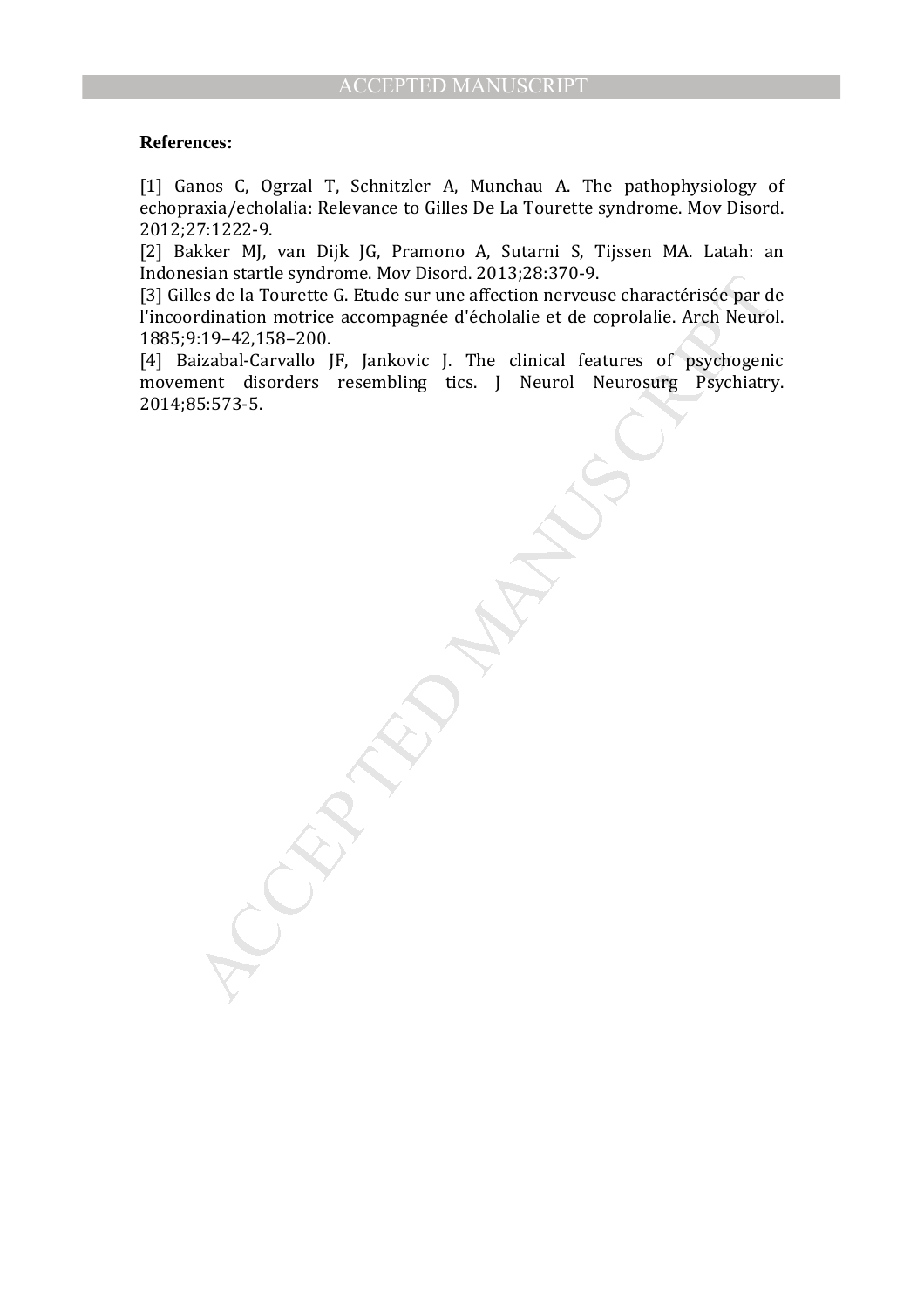**References:**

[1] Ganos C, Ogrzal T, Schnitzler A, Munchau A. The pathophysiology of echopraxia/echolalia: Relevance to Gilles De La Tourette syndrome. Mov Disord. 2012;27:1222-9.

[2] Bakker MJ, van Dijk JG, Pramono A, Sutarni S, Tijssen MA. Latah: an Indonesian startle syndrome. Mov Disord. 2013;28:370-9.

[3] Gilles de la Tourette G. Etude sur une affection nerveuse charactérisée par de l'incoordination motrice accompagnée d'écholalie et de coprolalie. Arch Neurol. 1885;9:19–42,158–200.

[4] Baizabal-Carvallo JF, Jankovic J. The clinical features of psychogenic movement disorders resembling tics. J Neurol Neurosurg Psychiatry. 2014;85:573-5.